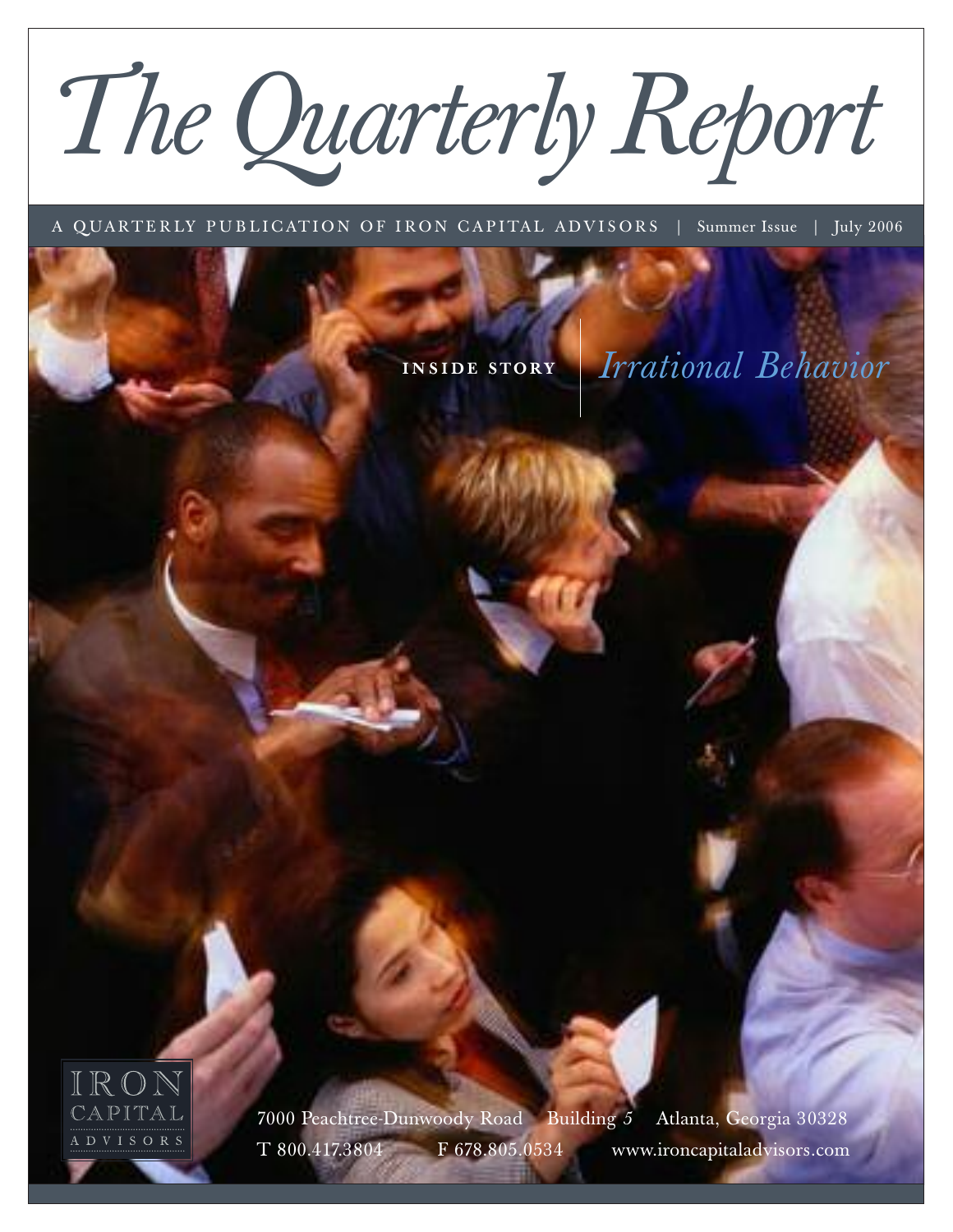# *The Quarterly Report*

A QUARTERLY PUBLICATION OF IRON CAPITAL ADVISORS | Summer Issue | July 2006

**INSIDE STORY** | *Irrational Behavior*

IRON CAPITAL ADVISORS

7000 Peachtree-Dunwoody Road Building 5 Atlanta, Georgia 30328

T 800.417.3804 F 678.805.0534 www.ironcapitaladvisors.com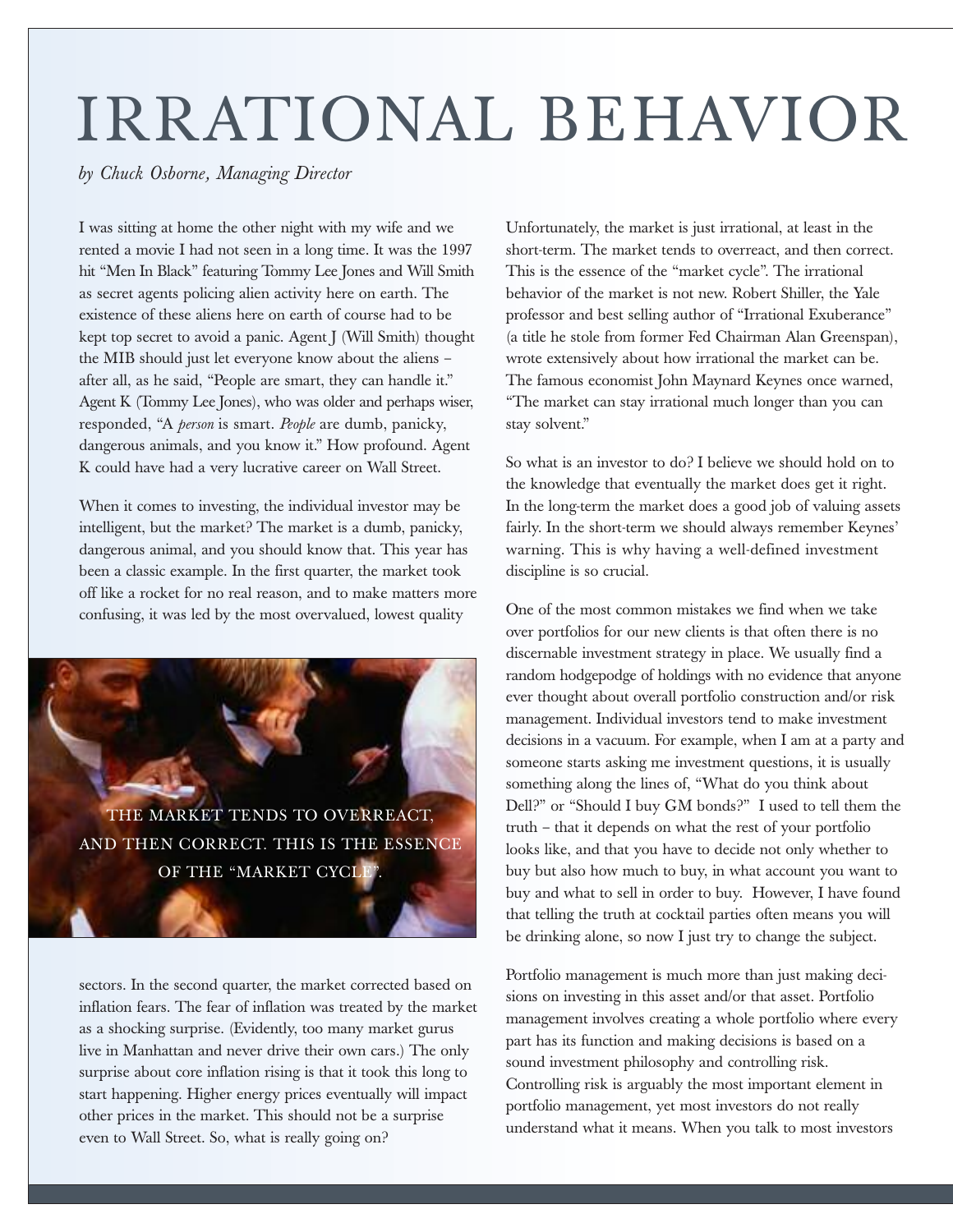# IRRATIONAL BEHAVIOR

*by Chuck Osborne, Managing Director*

I was sitting at home the other night with my wife and we rented a movie I had not seen in a long time. It was the 1997 hit "Men In Black" featuring Tommy Lee Jones and Will Smith as secret agents policing alien activity here on earth. The existence of these aliens here on earth of course had to be kept top secret to avoid a panic. Agent J (Will Smith) thought the MIB should just let everyone know about the aliens – after all, as he said, "People are smart, they can handle it." Agent K (Tommy Lee Jones), who was older and perhaps wiser, responded, "A *person* is smart. *People* are dumb, panicky, dangerous animals, and you know it." How profound. Agent K could have had a very lucrative career on Wall Street.

When it comes to investing, the individual investor may be intelligent, but the market? The market is a dumb, panicky, dangerous animal, and you should know that. This year has been a classic example. In the first quarter, the market took off like a rocket for no real reason, and to make matters more confusing, it was led by the most overvalued, lowest quality sectors. In the second quarter, the market corrected based on inflation fears. The fear of inflation was treated by the market as a shocking surprise. (Evidently, too many market gurus live in Manhattan and never drive their own cars.) The only surprise about core inflation rising is that it took this long to start happening. Higher energy prices eventually will impact other prices in the market. This should not be a surprise even to Wall Street. So, what is really going on?

THE MARKET TENDS TO OVERREACT, AND THEN CORRECT. THIS IS THE ESSENCE OF THE "MARKET CYCLE".

Unfortunately, the market is just irrational, at least in the short-term. The market tends to overreact, and then correct. This is the essence of the "market cycle". The irrational behavior of the market is not new. Robert Shiller, the Yale professor and best selling author of "Irrational Exuberance" (a title he stole from former Fed Chairman Alan Greenspan), wrote extensively about how irrational the market can be. The famous economist John Maynard Keynes once warned, "The market can stay irrational much longer than you can stay solvent."

So what is an investor to do? I believe we should hold on to the knowledge that eventually the market does get it right. In the long-term the market does a good job of valuing assets fairly. In the short-term we should always remember Keynes' warning. This is why having a well-defined investment discipline is so crucial.

One of the most common mistakes we find when we take over portfolios for our new clients is that often there is no discernable investment strategy in place. We usually find a random hodgepodge of holdings with no evidence that anyone ever thought about overall portfolio construction and/or risk management. Individual investors tend to make investment decisions in a vacuum. For example, when I am at a party and someone starts asking me investment questions, it is usually something along the lines of, "What do you think about Dell?" or "Should I buy GM bonds?" I used to tell them the truth – that it depends on what the rest of your portfolio looks like, and that you have to decide not only whether to buy but also how much to buy, in what account you want to buy and what to sell in order to buy. However, I have found that telling the truth at cocktail parties often means you will be drinking alone, so now I just try to change the subject.

Portfolio management is much more than just making decisions on investing in this asset and/or that asset. Portfolio management involves creating a whole portfolio where every part has its function and making decisions is based on a sound investment philosophy and controlling risk. Controlling risk is arguably the most important element in portfolio management, yet most investors do not really understand what it means. When you talk to most investors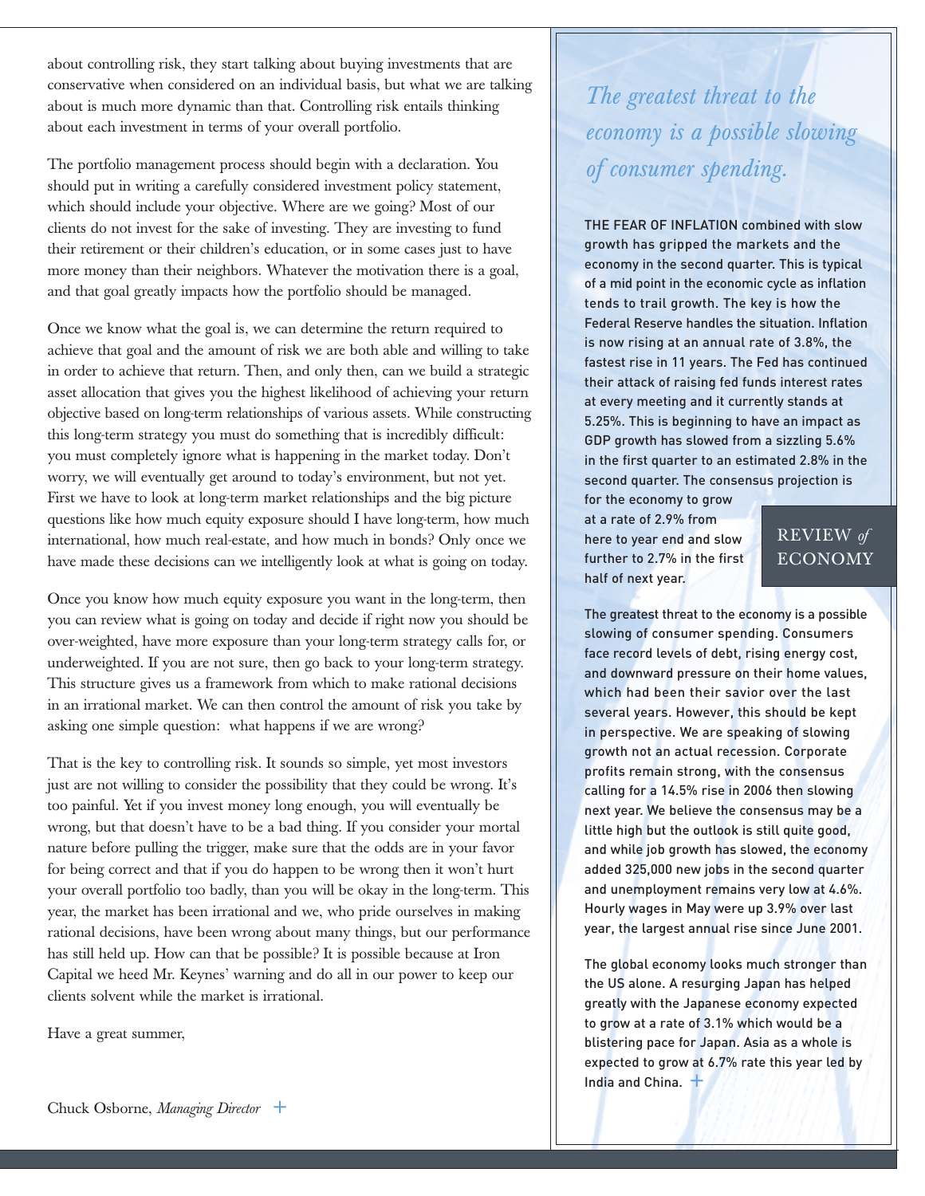about controlling risk, they start talking about buying investments that are conservative when considered on an individual basis, but what we are talking about is much more dynamic than that. Controlling risk entails thinking about each investment in terms of your overall portfolio.

The portfolio management process should begin with a declaration. You should put in writing a carefully considered investment policy statement, which should include your objective. Where are we going? Most of our clients do not invest for the sake of investing. They are investing to fund their retirement or their children's education, or in some cases just to have more money than their neighbors. Whatever the motivation there is a goal, and that goal greatly impacts how the portfolio should be managed.

Once we know what the goal is, we can determine the return required to achieve that goal and the amount of risk we are both able and willing to take in order to achieve that return. Then, and only then, can we build a strategic asset allocation that gives you the highest likelihood of achieving your return objective based on long-term relationships of various assets. While constructing this long-term strategy you must do something that is incredibly difficult: you must completely ignore what is happening in the market today. Don't worry, we will eventually get around to today's environment, but not yet. First we have to look at long-term market relationships and the big picture questions like how much equity exposure should I have long-term, how much international, how much real-estate, and how much in bonds? Only once we have made these decisions can we intelligently look at what is going on today.

Once you know how much equity exposure you want in the long-term, then you can review what is going on today and decide if right now you should be over-weighted, have more exposure than your long-term strategy calls for, or underweighted. If you are not sure, then go back to your long-term strategy. This structure gives us a framework from which to make rational decisions in an irrational market. We can then control the amount of risk you take by asking one simple question: what happens if we are wrong?

That is the key to controlling risk. It sounds so simple, yet most investors just are not willing to consider the possibility that they could be wrong. It's too painful. Yet if you invest money long enough, you will eventually be wrong, but that doesn't have to be a bad thing. If you consider your mortal nature before pulling the trigger, make sure that the odds are in your favor for being correct and that if you do happen to be wrong then it won't hurt your overall portfolio too badly, than you will be okay in the long-term. This year, the market has been irrational and we, who pride ourselves in making rational decisions, have been wrong about many things, but our performance has still held up. How can that be possible? It is possible because at Iron Capital we heed Mr. Keynes' warning and do all in our power to keep our clients solvent while the market is irrational.

Have a great summer,

Chuck Osborne, *Managing Director*

## REVIEW *of* ECONOMY

*The greatest threat to the economy is a possible slowing of consumer spending.*

THE FEAR OF INFLATION combined with slow growth has gripped the markets and the economy in the second quarter. This is typical of a mid point in the economic cycle as inflation tends to trail growth. The key is how the Federal Reserve handles the situation. Inflation is now rising at an annual rate of 3.8%, the fastest rise in 11 years. The Fed has continued their attack of raising fed funds interest rates at every meeting and it currently stands at 5.25%. This is beginning to have an impact as GDP growth has slowed from a sizzling 5.6% in the first quarter to an estimated 2.8% in the second quarter. The consensus projection is for the economy to grow at a rate of 2.9% from here to year end and slow further to 2.7% in the first half of next year.

The greatest threat to the economy is a possible slowing of consumer spending. Consumers face record levels of debt, rising energy cost, and downward pressure on their home values, which had been their savior over the last several years. However, this should be kept in perspective. We are speaking of slowing growth not an actual recession. Corporate profits remain strong, with the consensus calling for a 14.5% rise in 2006 then slowing next year. We believe the consensus may be a little high but the outlook is still quite good, and while job growth has slowed, the economy added 325,000 new jobs in the second quarter and unemployment remains very low at 4.6%. Hourly wages in May were up 3.9% over last year, the largest annual rise since June 2001.

The global economy looks much stronger than the US alone. A resurging Japan has helped greatly with the Japanese economy expected to grow at a rate of 3.1% which would be a blistering pace for Japan. Asia as a whole is expected to grow at 6.7% rate this year led by India and China.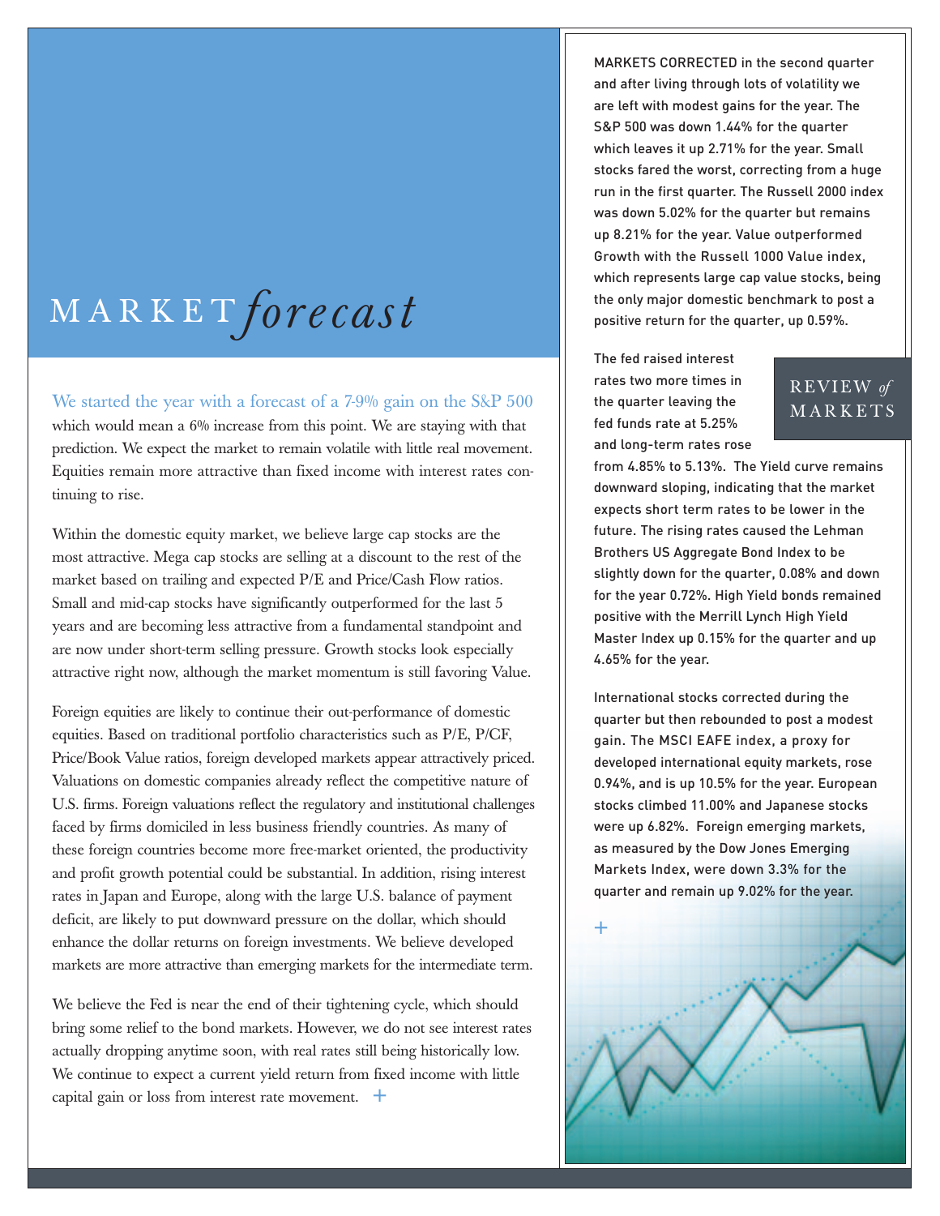# MARKET *forecast*

We started the year with a forecast of a 7-9% gain on the S&P 500 which would mean a 6% increase from this point. We are staying with that prediction. We expect the market to remain volatile with little real movement. Equities remain more attractive than fixed income with interest rates continuing to rise.

Within the domestic equity market, we believe large cap stocks are the most attractive. Mega cap stocks are selling at a discount to the rest of the market based on trailing and expected P/E and Price/Cash Flow ratios. Small and mid-cap stocks have significantly outperformed for the last 5 years and are becoming less attractive from a fundamental standpoint and are now under short-term selling pressure. Growth stocks look especially attractive right now, although the market momentum is still favoring Value.

Foreign equities are likely to continue their out-performance of domestic equities. Based on traditional portfolio characteristics such as P/E, P/CF, Price/Book Value ratios, foreign developed markets appear attractively priced. Valuations on domestic companies already reflect the competitive nature of U.S. firms. Foreign valuations reflect the regulatory and institutional challenges faced by firms domiciled in less business friendly countries. As many of these foreign countries become more free-market oriented, the productivity and profit growth potential could be substantial. In addition, rising interest rates in Japan and Europe, along with the large U.S. balance of payment deficit, are likely to put downward pressure on the dollar, which should enhance the dollar returns on foreign investments. We believe developed markets are more attractive than emerging markets for the intermediate term.

We believe the Fed is near the end of their tightening cycle, which should bring some relief to the bond markets. However, we do not see interest rates actually dropping anytime soon, with real rates still being historically low. We continue to expect a current yield return from fixed income with little capital gain or loss from interest rate movement. +

## REVIEW *of* MARKETS

MARKETS CORRECTED in the second quarter and after living through lots of volatility we are left with modest gains for the year. The S&P 500 was down 1.44% for the quarter which leaves it up 2.71% for the year. Small stocks fared the worst, correcting from a huge run in the first quarter. The Russell 2000 index was down 5.02% for the quarter but remains up 8.21% for the year. Value outperformed Growth with the Russell 1000 Value index, which represents large cap value stocks, being the only major domestic benchmark to post a positive return for the quarter, up 0.59%.

The fed raised interest rates two more times in the quarter leaving the fed funds rate at 5.25% and long-term rates rose from 4.85% to 5.13%. The Yield curve remains downward sloping, indicating that the market expects short term rates to be lower in the future. The rising rates caused the Lehman Brothers US Aggregate Bond Index to be slightly down for the quarter, 0.08% and down for the year 0.72%. High Yield bonds remained positive with the Merrill Lynch High Yield Master Index up 0.15% for the quarter and up 4.65% for the year.

International stocks corrected during the quarter but then rebounded to post a modest gain. The MSCI EAFE index, a proxy for developed international equity markets, rose 0.94%, and is up 10.5% for the year. European stocks climbed 11.00% and Japanese stocks were up 6.82%. Foreign emerging markets, as measured by the Dow Jones Emerging Markets Index, were down 3.3% for the quarter and remain up 9.02% for the year.

+